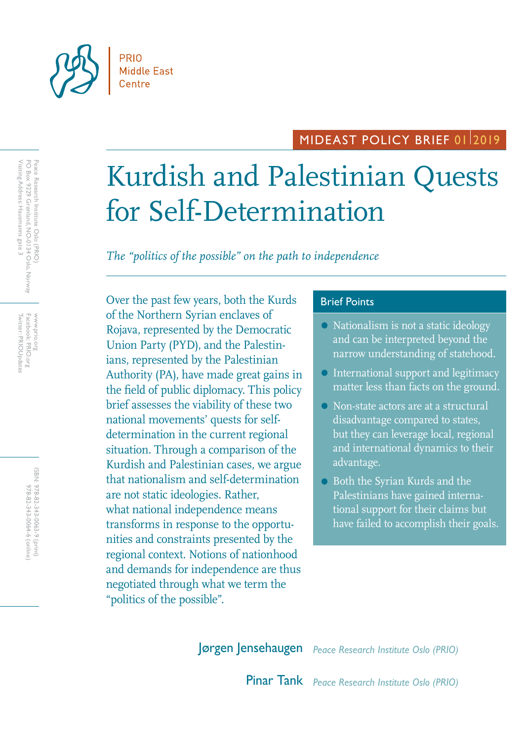PRIO Middle East Centre

MIDEAST POLICY BRIEF 01 | 2019

# Kurdish and Palestinian Quests for Self-Determination

*The "politics of the possible" on the path to independence*

Over the past few years, both the Kurds of the Northern Syrian enclaves of Rojava, represented by the Democratic Union Party (PYD), and the Palestinians, represented by the Palestinian Authority (PA), have made great gains in the field of public diplomacy. This policy brief assesses the viability of these two national movements' quests for self-determination in the current regional situation. Through a comparison of the Kurdish and Palestinian cases, we argue that nationalism and self-determination are not static ideologies. Rather, what national independence means transforms in response to the opportunities and constraints presented by the regional context. Notions of nationhood and demands for independence are thus negotiated through what we term the "politics of the possible".

## Brief Points

- Nationalism is not a static ideology and can be interpreted beyond the narrow understanding of statehood.
- International support and legitimacy matter less than facts on the ground.
- Non-state actors are at a structural disadvantage compared to states, but they can leverage local, regional and international dynamics to their advantage.
- Both the Syrian Kurds and the Palestinians have gained international support for their claims but have failed to accomplish their goals.

**Jørgen Jensehaugen** *Peace Research Institute Oslo (PRIO)*

**Pinar Tank** *Peace Research Institute Oslo (PRIO)*

Peace Research Institute Oslo (PRIO)
PO Box 9229 Grønland, NO-0134 Oslo, Norway
Visiting Address: Hausmanns gate 3

www.prio.org
Facebook: PRIO.org
Twitter: PRIOUpdates

ISBN: 978-82-343-0063-9 (print)
978-82-343-0064-6 (online)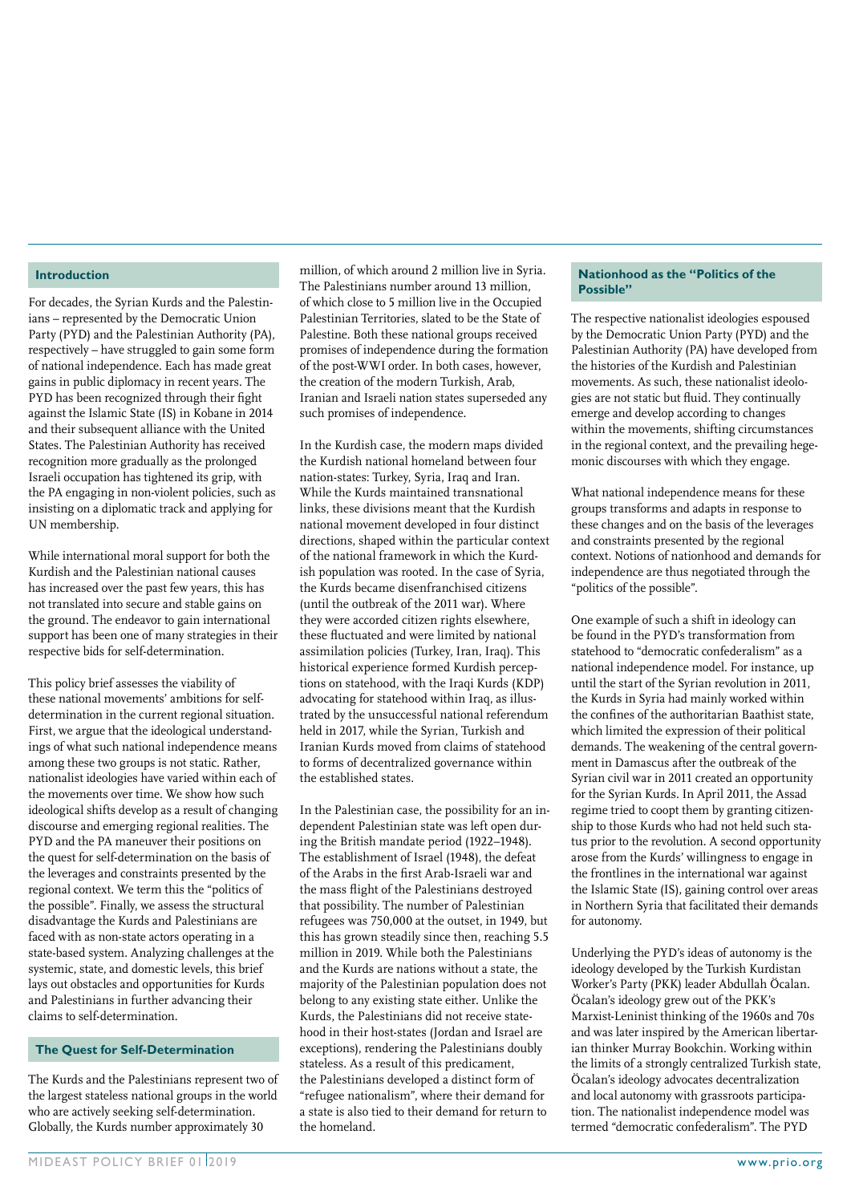## Introduction

For decades, the Syrian Kurds and the Palestinians – represented by the Democratic Union Party (PYD) and the Palestinian Authority (PA), respectively – have struggled to gain some form of national independence. Each has made great gains in public diplomacy in recent years. The PYD has been recognized through their fight against the Islamic State (IS) in Kobane in 2014 and their subsequent alliance with the United States. The Palestinian Authority has received recognition more gradually as the prolonged Israeli occupation has tightened its grip, with the PA engaging in non-violent policies, such as insisting on a diplomatic track and applying for UN membership.

While international moral support for both the Kurdish and the Palestinian national causes has increased over the past few years, this has not translated into secure and stable gains on the ground. The endeavor to gain international support has been one of many strategies in their respective bids for self-determination.

This policy brief assesses the viability of these national movements' ambitions for self-determination in the current regional situation. First, we argue that the ideological understandings of what such national independence means among these two groups is not static. Rather, nationalist ideologies have varied within each of the movements over time. We show how such ideological shifts develop as a result of changing discourse and emerging regional realities. The PYD and the PA maneuver their positions on the quest for self-determination on the basis of the leverages and constraints presented by the regional context. We term this the "politics of the possible". Finally, we assess the structural disadvantage the Kurds and Palestinians are faced with as non-state actors operating in a state-based system. Analyzing challenges at the systemic, state, and domestic levels, this brief lays out obstacles and opportunities for Kurds and Palestinians in further advancing their claims to self-determination.

## The Quest for Self-Determination

The Kurds and the Palestinians represent two of the largest stateless national groups in the world who are actively seeking self-determination. Globally, the Kurds number approximately 30 million, of which around 2 million live in Syria. The Palestinians number around 13 million, of which close to 5 million live in the Occupied Palestinian Territories, slated to be the State of Palestine. Both these national groups received promises of independence during the formation of the post-WWI order. In both cases, however, the creation of the modern Turkish, Arab, Iranian and Israeli nation states superseded any such promises of independence.

In the Kurdish case, the modern maps divided the Kurdish national homeland between four nation-states: Turkey, Syria, Iraq and Iran. While the Kurds maintained transnational links, these divisions meant that the Kurdish national movement developed in four distinct directions, shaped within the particular context of the national framework in which the Kurdish population was rooted. In the case of Syria, the Kurds became disenfranchised citizens (until the outbreak of the 2011 war). Where they were accorded citizen rights elsewhere, these fluctuated and were limited by national assimilation policies (Turkey, Iran, Iraq). This historical experience formed Kurdish perceptions on statehood, with the Iraqi Kurds (KDP) advocating for statehood within Iraq, as illustrated by the unsuccessful national referendum held in 2017, while the Syrian, Turkish and Iranian Kurds moved from claims of statehood to forms of decentralized governance within the established states.

In the Palestinian case, the possibility for an independent Palestinian state was left open during the British mandate period (1922–1948). The establishment of Israel (1948), the defeat of the Arabs in the first Arab-Israeli war and the mass flight of the Palestinians destroyed that possibility. The number of Palestinian refugees was 750,000 at the outset, in 1949, but this has grown steadily since then, reaching 5.5 million in 2019. While both the Palestinians and the Kurds are nations without a state, the majority of the Palestinian population does not belong to any existing state either. Unlike the Kurds, the Palestinians did not receive statehood in their host-states (Jordan and Israel are exceptions), rendering the Palestinians doubly stateless. As a result of this predicament, the Palestinians developed a distinct form of "refugee nationalism", where their demand for a state is also tied to their demand for return to the homeland.

## Nationhood as the "Politics of the Possible"

The respective nationalist ideologies espoused by the Democratic Union Party (PYD) and the Palestinian Authority (PA) have developed from the histories of the Kurdish and Palestinian movements. As such, these nationalist ideologies are not static but fluid. They continually emerge and develop according to changes within the movements, shifting circumstances in the regional context, and the prevailing hegemonic discourses with which they engage.

What national independence means for these groups transforms and adapts in response to these changes and on the basis of the leverages and constraints presented by the regional context. Notions of nationhood and demands for independence are thus negotiated through the "politics of the possible".

One example of such a shift in ideology can be found in the PYD's transformation from statehood to "democratic confederalism" as a national independence model. For instance, up until the start of the Syrian revolution in 2011, the Kurds in Syria had mainly worked within the confines of the authoritarian Baathist state, which limited the expression of their political demands. The weakening of the central government in Damascus after the outbreak of the Syrian civil war in 2011 created an opportunity for the Syrian Kurds. In April 2011, the Assad regime tried to coopt them by granting citizenship to those Kurds who had not held such status prior to the revolution. A second opportunity arose from the Kurds' willingness to engage in the frontlines in the international war against the Islamic State (IS), gaining control over areas in Northern Syria that facilitated their demands for autonomy.

Underlying the PYD's ideas of autonomy is the ideology developed by the Turkish Kurdistan Worker's Party (PKK) leader Abdullah Öcalan. Öcalan's ideology grew out of the PKK's Marxist-Leninist thinking of the 1960s and 70s and was later inspired by the American libertarian thinker Murray Bookchin. Working within the limits of a strongly centralized Turkish state, Öcalan's ideology advocates decentralization and local autonomy with grassroots participation. The nationalist independence model was termed "democratic confederalism". The PYD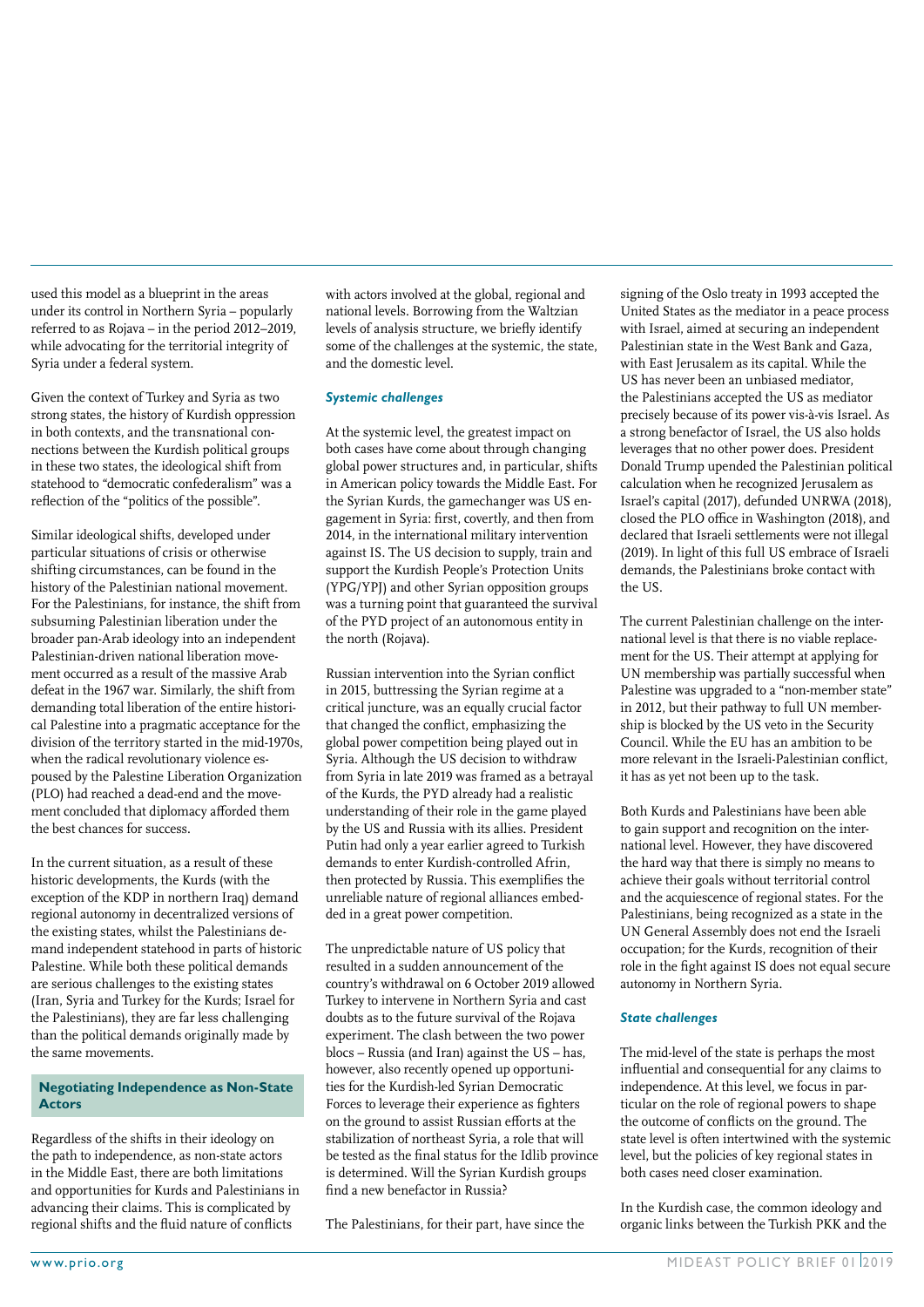used this model as a blueprint in the areas under its control in Northern Syria – popularly referred to as Rojava – in the period 2012–2019, while advocating for the territorial integrity of Syria under a federal system.

Given the context of Turkey and Syria as two strong states, the history of Kurdish oppression in both contexts, and the transnational connections between the Kurdish political groups in these two states, the ideological shift from statehood to "democratic confederalism" was a reflection of the "politics of the possible".

Similar ideological shifts, developed under particular situations of crisis or otherwise shifting circumstances, can be found in the history of the Palestinian national movement. For the Palestinians, for instance, the shift from subsuming Palestinian liberation under the broader pan-Arab ideology into an independent Palestinian-driven national liberation movement occurred as a result of the massive Arab defeat in the 1967 war. Similarly, the shift from demanding total liberation of the entire historical Palestine into a pragmatic acceptance for the division of the territory started in the mid-1970s, when the radical revolutionary violence espoused by the Palestine Liberation Organization (PLO) had reached a dead-end and the movement concluded that diplomacy afforded them the best chances for success.

In the current situation, as a result of these historic developments, the Kurds (with the exception of the KDP in northern Iraq) demand regional autonomy in decentralized versions of the existing states, whilst the Palestinians demand independent statehood in parts of historic Palestine. While both these political demands are serious challenges to the existing states (Iran, Syria and Turkey for the Kurds; Israel for the Palestinians), they are far less challenging than the political demands originally made by the same movements.

## Negotiating Independence as Non-State Actors

Regardless of the shifts in their ideology on the path to independence, as non-state actors in the Middle East, there are both limitations and opportunities for Kurds and Palestinians in advancing their claims. This is complicated by regional shifts and the fluid nature of conflicts with actors involved at the global, regional and national levels. Borrowing from the Waltzian levels of analysis structure, we briefly identify some of the challenges at the systemic, the state, and the domestic level.

### *Systemic challenges*

At the systemic level, the greatest impact on both cases have come about through changing global power structures and, in particular, shifts in American policy towards the Middle East. For the Syrian Kurds, the gamechanger was US engagement in Syria: first, covertly, and then from 2014, in the international military intervention against IS. The US decision to supply, train and support the Kurdish People's Protection Units (YPG/YPJ) and other Syrian opposition groups was a turning point that guaranteed the survival of the PYD project of an autonomous entity in the north (Rojava).

Russian intervention into the Syrian conflict in 2015, buttressing the Syrian regime at a critical juncture, was an equally crucial factor that changed the conflict, emphasizing the global power competition being played out in Syria. Although the US decision to withdraw from Syria in late 2019 was framed as a betrayal of the Kurds, the PYD already had a realistic understanding of their role in the game played by the US and Russia with its allies. President Putin had only a year earlier agreed to Turkish demands to enter Kurdish-controlled Afrin, then protected by Russia. This exemplifies the unreliable nature of regional alliances embedded in a great power competition.

The unpredictable nature of US policy that resulted in a sudden announcement of the country's withdrawal on 6 October 2019 allowed Turkey to intervene in Northern Syria and cast doubts as to the future survival of the Rojava experiment. The clash between the two power blocs – Russia (and Iran) against the US – has, however, also recently opened up opportunities for the Kurdish-led Syrian Democratic Forces to leverage their experience as fighters on the ground to assist Russian efforts at the stabilization of northeast Syria, a role that will be tested as the final status for the Idlib province is determined. Will the Syrian Kurdish groups find a new benefactor in Russia?

The Palestinians, for their part, have since the signing of the Oslo treaty in 1993 accepted the United States as the mediator in a peace process with Israel, aimed at securing an independent Palestinian state in the West Bank and Gaza, with East Jerusalem as its capital. While the US has never been an unbiased mediator, the Palestinians accepted the US as mediator precisely because of its power vis-à-vis Israel. As a strong benefactor of Israel, the US also holds leverages that no other power does. President Donald Trump upended the Palestinian political calculation when he recognized Jerusalem as Israel's capital (2017), defunded UNRWA (2018), closed the PLO office in Washington (2018), and declared that Israeli settlements were not illegal (2019). In light of this full US embrace of Israeli demands, the Palestinians broke contact with the US.

The current Palestinian challenge on the international level is that there is no viable replacement for the US. Their attempt at applying for UN membership was partially successful when Palestine was upgraded to a "non-member state" in 2012, but their pathway to full UN membership is blocked by the US veto in the Security Council. While the EU has an ambition to be more relevant in the Israeli-Palestinian conflict, it has as yet not been up to the task.

Both Kurds and Palestinians have been able to gain support and recognition on the international level. However, they have discovered the hard way that there is simply no means to achieve their goals without territorial control and the acquiescence of regional states. For the Palestinians, being recognized as a state in the UN General Assembly does not end the Israeli occupation; for the Kurds, recognition of their role in the fight against IS does not equal secure autonomy in Northern Syria.

### *State challenges*

The mid-level of the state is perhaps the most influential and consequential for any claims to independence. At this level, we focus in particular on the role of regional powers to shape the outcome of conflicts on the ground. The state level is often intertwined with the systemic level, but the policies of key regional states in both cases need closer examination.

In the Kurdish case, the common ideology and organic links between the Turkish PKK and the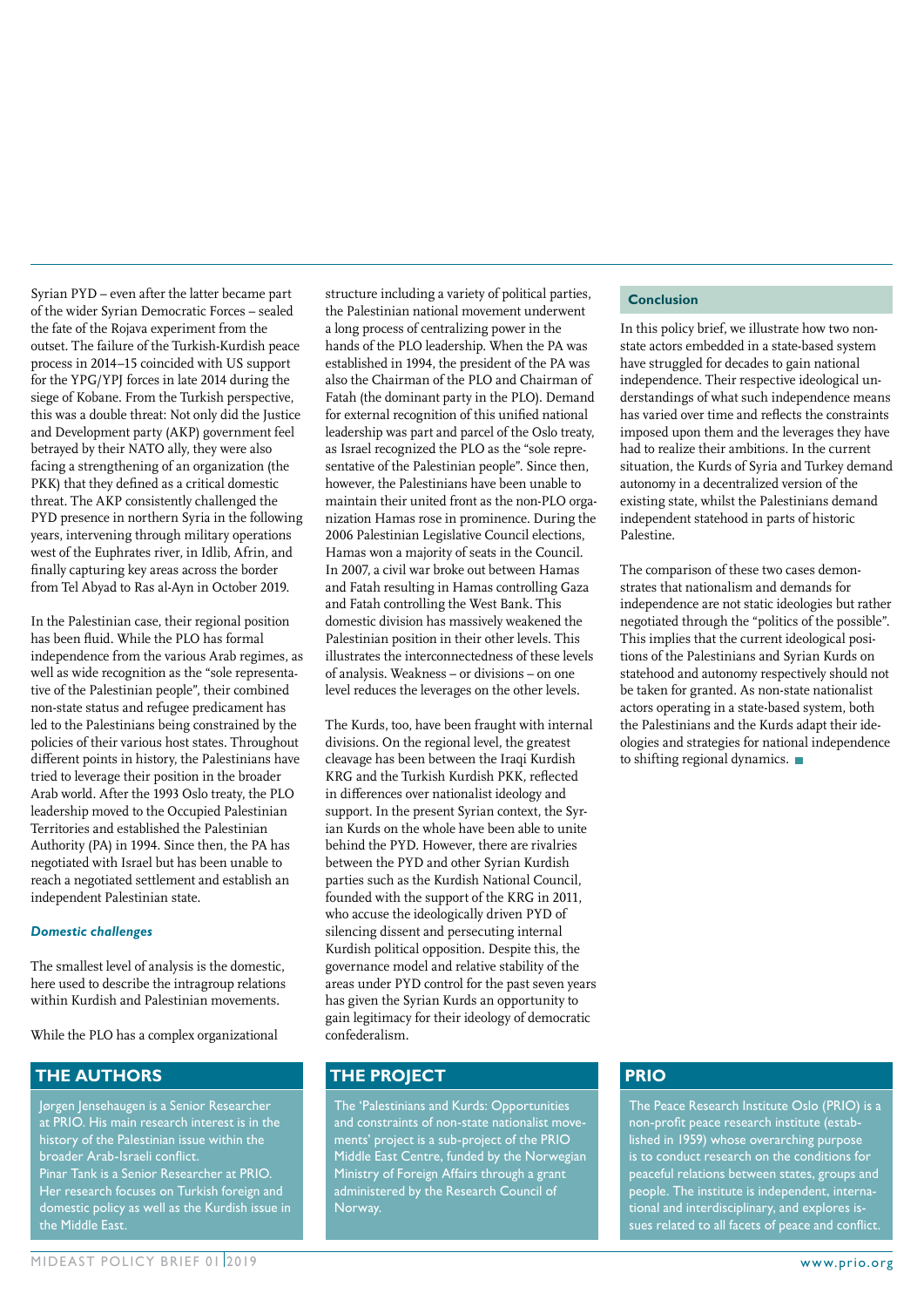Syrian PYD – even after the latter became part of the wider Syrian Democratic Forces – sealed the fate of the Rojava experiment from the outset. The failure of the Turkish-Kurdish peace process in 2014–15 coincided with US support for the YPG/YPJ forces in late 2014 during the siege of Kobane. From the Turkish perspective, this was a double threat: Not only did the Justice and Development party (AKP) government feel betrayed by their NATO ally, they were also facing a strengthening of an organization (the PKK) that they defined as a critical domestic threat. The AKP consistently challenged the PYD presence in northern Syria in the following years, intervening through military operations west of the Euphrates river, in Idlib, Afrin, and finally capturing key areas across the border from Tel Abyad to Ras al-Ayn in October 2019.

In the Palestinian case, their regional position has been fluid. While the PLO has formal independence from the various Arab regimes, as well as wide recognition as the "sole representative of the Palestinian people", their combined non-state status and refugee predicament has led to the Palestinians being constrained by the policies of their various host states. Throughout different points in history, the Palestinians have tried to leverage their position in the broader Arab world. After the 1993 Oslo treaty, the PLO leadership moved to the Occupied Palestinian Territories and established the Palestinian Authority (PA) in 1994. Since then, the PA has negotiated with Israel but has been unable to reach a negotiated settlement and establish an independent Palestinian state.

### *Domestic challenges*

The smallest level of analysis is the domestic, here used to describe the intragroup relations within Kurdish and Palestinian movements.

While the PLO has a complex organizational structure including a variety of political parties, the Palestinian national movement underwent a long process of centralizing power in the hands of the PLO leadership. When the PA was established in 1994, the president of the PA was also the Chairman of the PLO and Chairman of Fatah (the dominant party in the PLO). Demand for external recognition of this unified national leadership was part and parcel of the Oslo treaty, as Israel recognized the PLO as the "sole representative of the Palestinian people". Since then, however, the Palestinians have been unable to maintain their united front as the non-PLO organization Hamas rose in prominence. During the 2006 Palestinian Legislative Council elections, Hamas won a majority of seats in the Council. In 2007, a civil war broke out between Hamas and Fatah resulting in Hamas controlling Gaza and Fatah controlling the West Bank. This domestic division has massively weakened the Palestinian position in their other levels. This illustrates the interconnectedness of these levels of analysis. Weakness – or divisions – on one level reduces the leverages on the other levels.

The Kurds, too, have been fraught with internal divisions. On the regional level, the greatest cleavage has been between the Iraqi Kurdish KRG and the Turkish Kurdish PKK, reflected in differences over nationalist ideology and support. In the present Syrian context, the Syrian Kurds on the whole have been able to unite behind the PYD. However, there are rivalries between the PYD and other Syrian Kurdish parties such as the Kurdish National Council, founded with the support of the KRG in 2011, who accuse the ideologically driven PYD of silencing dissent and persecuting internal Kurdish political opposition. Despite this, the governance model and relative stability of the areas under PYD control for the past seven years has given the Syrian Kurds an opportunity to gain legitimacy for their ideology of democratic confederalism.

## Conclusion

In this policy brief, we illustrate how two non-state actors embedded in a state-based system have struggled for decades to gain national independence. Their respective ideological understandings of what such independence means has varied over time and reflects the constraints imposed upon them and the leverages they have had to realize their ambitions. In the current situation, the Kurds of Syria and Turkey demand autonomy in a decentralized version of the existing state, whilst the Palestinians demand independent statehood in parts of historic Palestine.

The comparison of these two cases demonstrates that nationalism and demands for independence are not static ideologies but rather negotiated through the "politics of the possible". This implies that the current ideological positions of the Palestinians and Syrian Kurds on statehood and autonomy respectively should not be taken for granted. As non-state nationalist actors operating in a state-based system, both the Palestinians and the Kurds adapt their ideologies and strategies for national independence to shifting regional dynamics.

## THE AUTHORS

Jørgen Jensehaugen is a Senior Researcher at PRIO. His main research interest is in the history of the Palestinian issue within the broader Arab-Israeli conflict.
Pinar Tank is a Senior Researcher at PRIO. Her research focuses on Turkish foreign and domestic policy as well as the Kurdish issue in the Middle East.

## THE PROJECT

The 'Palestinians and Kurds: Opportunities and constraints of non-state nationalist movements' project is a sub-project of the PRIO Middle East Centre, funded by the Norwegian Ministry of Foreign Affairs through a grant administered by the Research Council of Norway.

## PRIO

The Peace Research Institute Oslo (PRIO) is a non-profit peace research institute (established in 1959) whose overarching purpose is to conduct research on the conditions for peaceful relations between states, groups and people. The institute is independent, international and interdisciplinary, and explores issues related to all facets of peace and conflict.